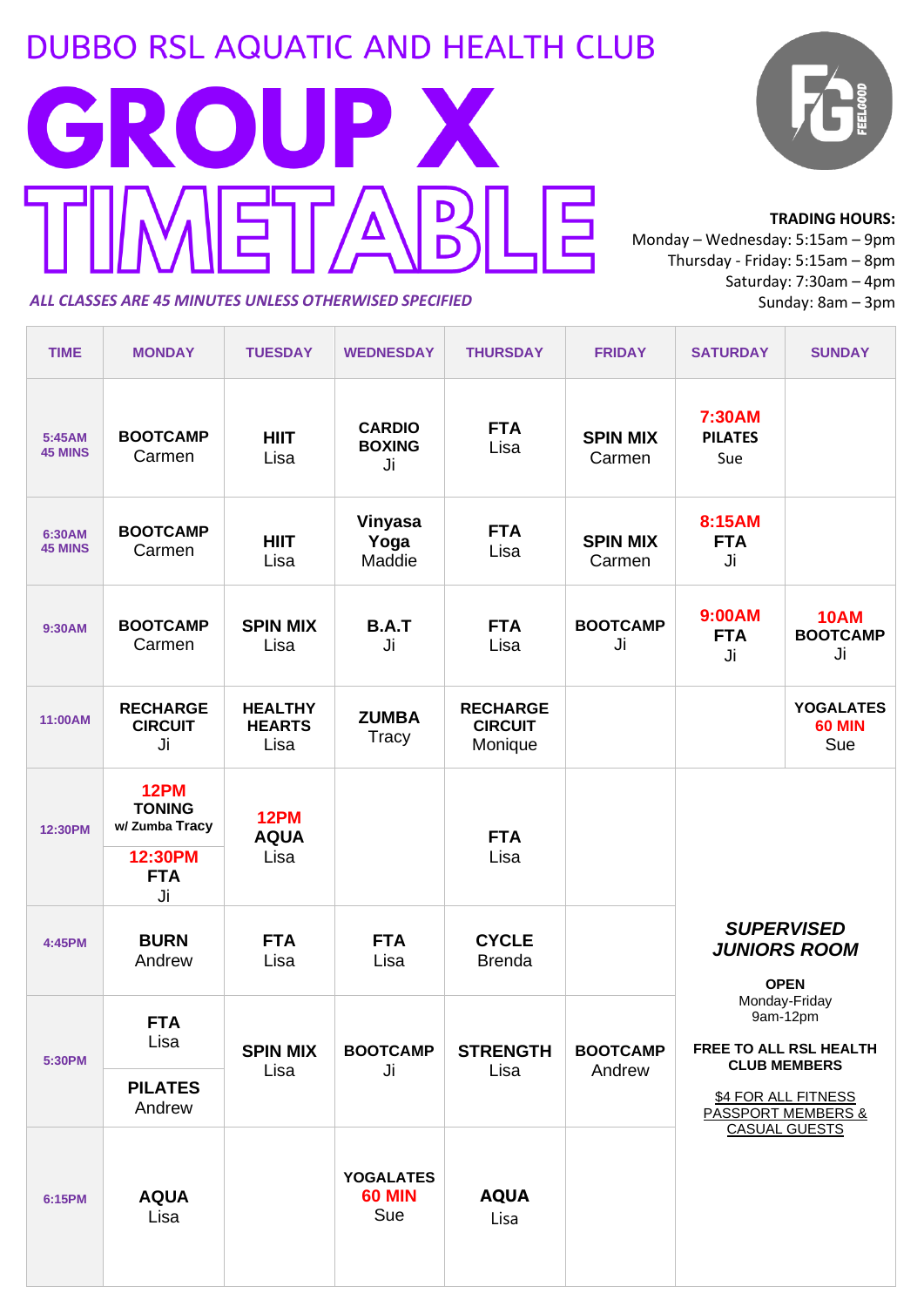# DUBBO RSL AQUATIC AND HEALTH CLUB

# GROUP X TIMETABLE

***ALL CLASSES ARE 45 MINUTES UNLESS OTHERWISED SPECIFIED***

**TRADING HOURS:**
Monday – Wednesday: 5:15am – 9pm
Thursday - Friday: 5:15am – 8pm
Saturday: 7:30am – 4pm
Sunday: 8am – 3pm

| TIME | MONDAY | TUESDAY | WEDNESDAY | THURSDAY | FRIDAY | SATURDAY | SUNDAY |
|---|---|---|---|---|---|---|---|
| 5:45AM 45 MINS | **BOOTCAMP** Carmen | **HIIT** Lisa | **CARDIO BOXING** Ji | **FTA** Lisa | **SPIN MIX** Carmen | **7:30AM PILATES** Sue | |
| 6:30AM 45 MINS | **BOOTCAMP** Carmen | **HIIT** Lisa | **Vinyasa Yoga** Maddie | **FTA** Lisa | **SPIN MIX** Carmen | **8:15AM FTA** Ji | |
| 9:30AM | **BOOTCAMP** Carmen | **SPIN MIX** Lisa | **B.A.T** Ji | **FTA** Lisa | **BOOTCAMP** Ji | **9:00AM FTA** Ji | **10AM BOOTCAMP** Ji |
| 11:00AM | **RECHARGE CIRCUIT** Ji | **HEALTHY HEARTS** Lisa | **ZUMBA** Tracy | **RECHARGE CIRCUIT** Monique | | | **YOGALATES 60 MIN** Sue |
| 12:30PM | **12PM TONING** w/ Zumba Tracy; **12:30PM FTA** Ji | **12PM AQUA** Lisa | | **FTA** Lisa | | ***SUPERVISED JUNIORS ROOM*** **OPEN** Monday-Friday 9am-12pm **FREE TO ALL RSL HEALTH CLUB MEMBERS** $4 FOR ALL FITNESS PASSPORT MEMBERS & CASUAL GUESTS | |
| 4:45PM | **BURN** Andrew | **FTA** Lisa | **FTA** Lisa | **CYCLE** Brenda | | | |
| 5:30PM | **FTA** Lisa; **PILATES** Andrew | **SPIN MIX** Lisa | **BOOTCAMP** Ji | **STRENGTH** Lisa | **BOOTCAMP** Andrew | | |
| 6:15PM | **AQUA** Lisa | | **YOGALATES 60 MIN** Sue | **AQUA** Lisa | | | |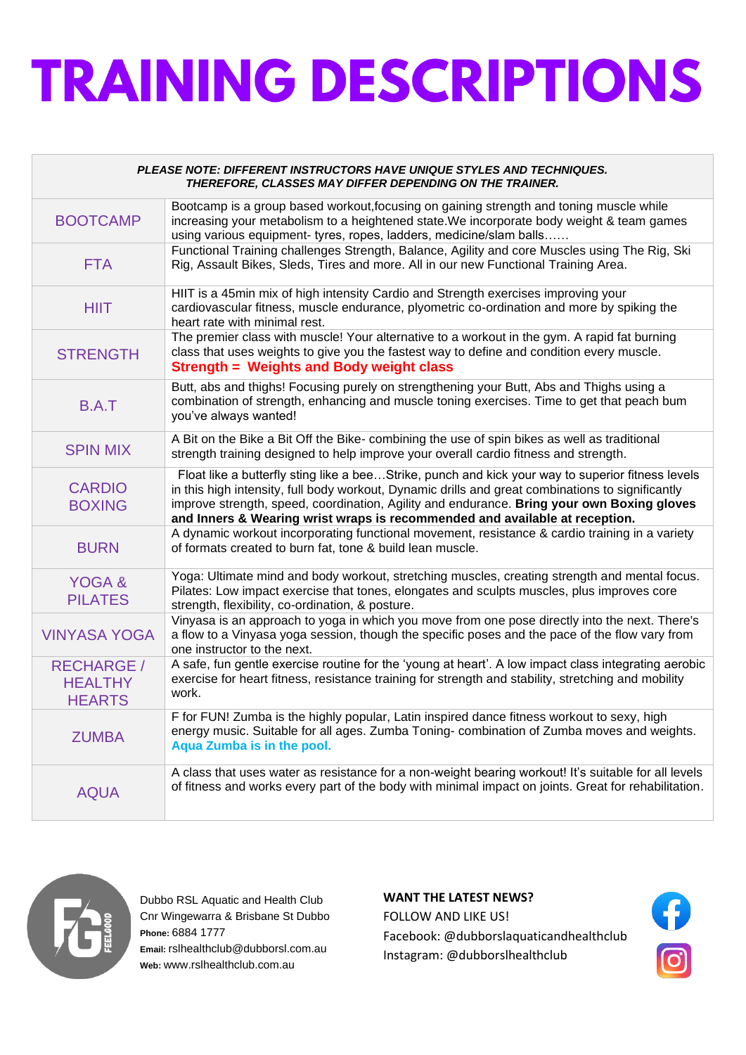# TRAINING DESCRIPTIONS

| | |
|---|---|
| ***PLEASE NOTE: DIFFERENT INSTRUCTORS HAVE UNIQUE STYLES AND TECHNIQUES. THEREFORE, CLASSES MAY DIFFER DEPENDING ON THE TRAINER.*** | |
| BOOTCAMP | Bootcamp is a group based workout,focusing on gaining strength and toning muscle while increasing your metabolism to a heightened state.We incorporate body weight & team games using various equipment- tyres, ropes, ladders, medicine/slam balls…… |
| FTA | Functional Training challenges Strength, Balance, Agility and core Muscles using The Rig, Ski Rig, Assault Bikes, Sleds, Tires and more. All in our new Functional Training Area. |
| HIIT | HIIT is a 45min mix of high intensity Cardio and Strength exercises improving your cardiovascular fitness, muscle endurance, plyometric co-ordination and more by spiking the heart rate with minimal rest. |
| STRENGTH | The premier class with muscle! Your alternative to a workout in the gym. A rapid fat burning class that uses weights to give you the fastest way to define and condition every muscle. **Strength = Weights and Body weight class** |
| B.A.T | Butt, abs and thighs! Focusing purely on strengthening your Butt, Abs and Thighs using a combination of strength, enhancing and muscle toning exercises. Time to get that peach bum you've always wanted! |
| SPIN MIX | A Bit on the Bike a Bit Off the Bike- combining the use of spin bikes as well as traditional strength training designed to help improve your overall cardio fitness and strength. |
| CARDIO BOXING | Float like a butterfly sting like a bee…Strike, punch and kick your way to superior fitness levels in this high intensity, full body workout, Dynamic drills and great combinations to significantly improve strength, speed, coordination, Agility and endurance. **Bring your own Boxing gloves and Inners & Wearing wrist wraps is recommended and available at reception.** |
| BURN | A dynamic workout incorporating functional movement, resistance & cardio training in a variety of formats created to burn fat, tone & build lean muscle. |
| YOGA & PILATES | Yoga: Ultimate mind and body workout, stretching muscles, creating strength and mental focus. Pilates: Low impact exercise that tones, elongates and sculpts muscles, plus improves core strength, flexibility, co-ordination, & posture. |
| VINYASA YOGA | Vinyasa is an approach to yoga in which you move from one pose directly into the next. There's a flow to a Vinyasa yoga session, though the specific poses and the pace of the flow vary from one instructor to the next. |
| RECHARGE / HEALTHY HEARTS | A safe, fun gentle exercise routine for the 'young at heart'. A low impact class integrating aerobic exercise for heart fitness, resistance training for strength and stability, stretching and mobility work. |
| ZUMBA | F for FUN! Zumba is the highly popular, Latin inspired dance fitness workout to sexy, high energy music. Suitable for all ages. Zumba Toning- combination of Zumba moves and weights. **Aqua Zumba is in the pool.** |
| AQUA | A class that uses water as resistance for a non-weight bearing workout! It's suitable for all levels of fitness and works every part of the body with minimal impact on joints. Great for rehabilitation. |

Dubbo RSL Aquatic and Health Club
Cnr Wingewarra & Brisbane St Dubbo
**Phone:** 6884 1777
**Email:** rslhealthclub@dubborsl.com.au
**Web:** www.rslhealthclub.com.au

**WANT THE LATEST NEWS?**
FOLLOW AND LIKE US!
Facebook: @dubborslaquaticandhealthclub
Instagram: @dubborslhealthclub